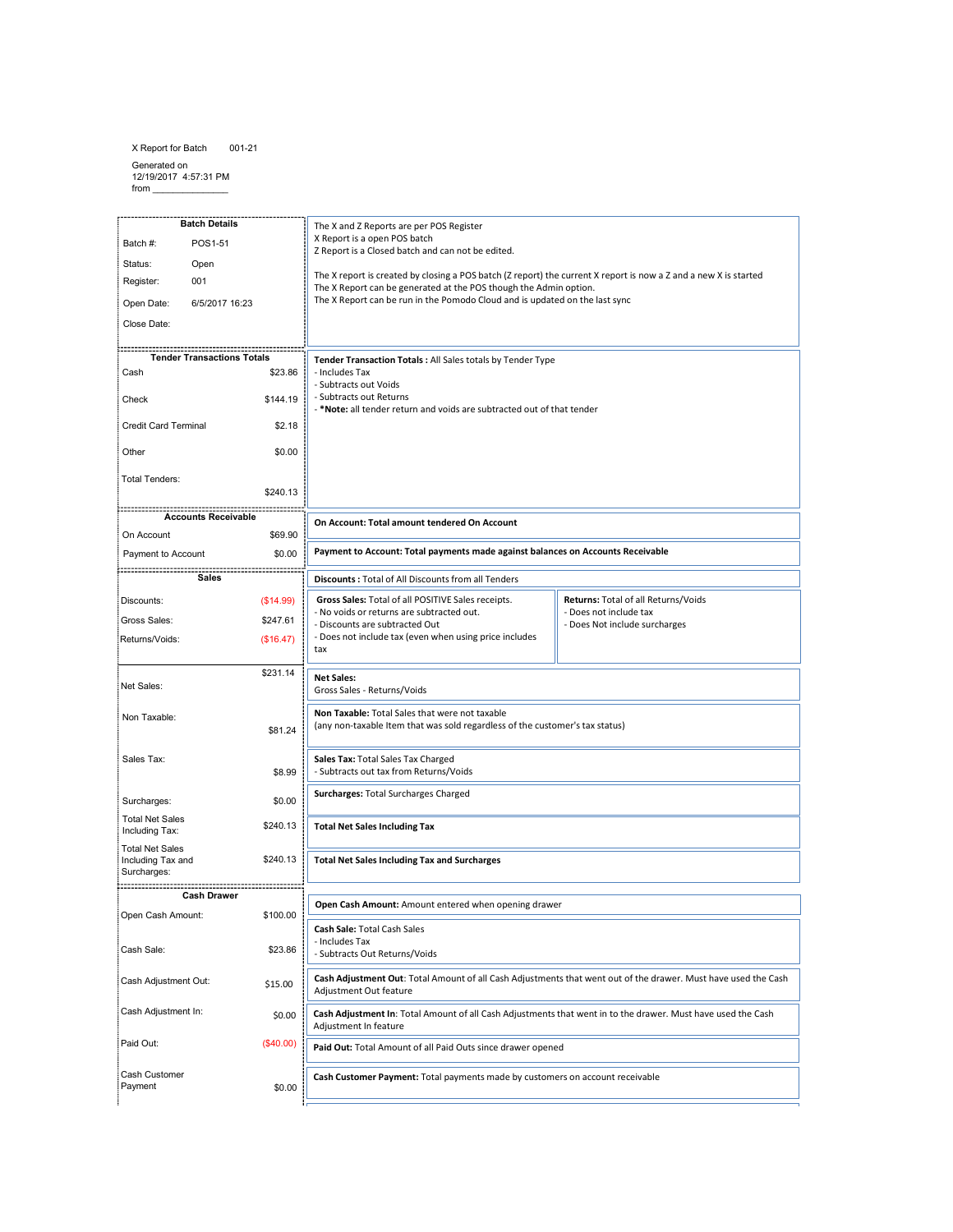X Report for Batch 001-21

Generated on 12/19/2017 4:57:31 PM

from _______________

| Batch Details | | |
|---|---|---|
| Batch #: | POS1-51 | The X and Z Reports are per POS Register<br>X Report is a open POS batch<br>Z Report is a Closed batch and can not be edited.<br><br>The X report is created by closing a POS batch (Z report) the current X report is now a Z and a new X is started<br>The X Report can be generated at the POS though the Admin option.<br>The X Report can be run in the Pomodo Cloud and is updated on the last sync |
| Status: | Open | |
| Register: | 001 | |
| Open Date: | 6/5/2017 16:23 | |
| Close Date: | | |

| Tender Transactions Totals | | |
|---|---|---|
| Cash | $23.86 | **Tender Transaction Totals :** All Sales totals by Tender Type<br>- Includes Tax<br>- Subtracts out Voids<br>- Subtracts out Returns<br>- ***Note:** all tender return and voids are subtracted out of that tender |
| Check | $144.19 | |
| Credit Card Terminal | $2.18 | |
| Other | $0.00 | |
| Total Tenders: | $240.13 | |

| Accounts Receivable | | |
|---|---|---|
| On Account | $69.90 | **On Account: Total amount tendered On Account** |
| Payment to Account | $0.00 | **Payment to Account: Total payments made against balances on Accounts Receivable** |

| Sales | | |
|---|---|---|
| Discounts: | ($14.99) | **Discounts :** Total of All Discounts from all Tenders |
| Gross Sales: | $247.61 | **Gross Sales:** Total of all POSITIVE Sales receipts.<br>- No voids or returns are subtracted out.<br>- Discounts are subtracted Out<br>- Does not include tax (even when using price includes tax |
| Returns/Voids: | ($16.47) | **Returns:** Total of all Returns/Voids<br>- Does not include tax<br>- Does Not include surcharges |
| Net Sales: | $231.14 | **Net Sales:**<br>Gross Sales - Returns/Voids |
| Non Taxable: | $81.24 | **Non Taxable:** Total Sales that were not taxable<br>(any non-taxable Item that was sold regardless of the customer's tax status) |
| Sales Tax: | $8.99 | **Sales Tax:** Total Sales Tax Charged<br>- Subtracts out tax from Returns/Voids |
| Surcharges: | $0.00 | **Surcharges:** Total Surcharges Charged |
| Total Net Sales Including Tax: | $240.13 | **Total Net Sales Including Tax** |
| Total Net Sales Including Tax and Surcharges: | $240.13 | **Total Net Sales Including Tax and Surcharges** |

| Cash Drawer | | |
|---|---|---|
| Open Cash Amount: | $100.00 | **Open Cash Amount:** Amount entered when opening drawer |
| Cash Sale: | $23.86 | **Cash Sale:** Total Cash Sales<br>- Includes Tax<br>- Subtracts Out Returns/Voids |
| Cash Adjustment Out: | $15.00 | **Cash Adjustment Out**: Total Amount of all Cash Adjustments that went out of the drawer. Must have used the Cash Adjustment Out feature |
| Cash Adjustment In: | $0.00 | **Cash Adjustment In**: Total Amount of all Cash Adjustments that went in to the drawer. Must have used the Cash Adjustment In feature |
| Paid Out: | ($40.00) | **Paid Out:** Total Amount of all Paid Outs since drawer opened |
| Cash Customer Payment | $0.00 | **Cash Customer Payment:** Total payments made by customers on account receivable |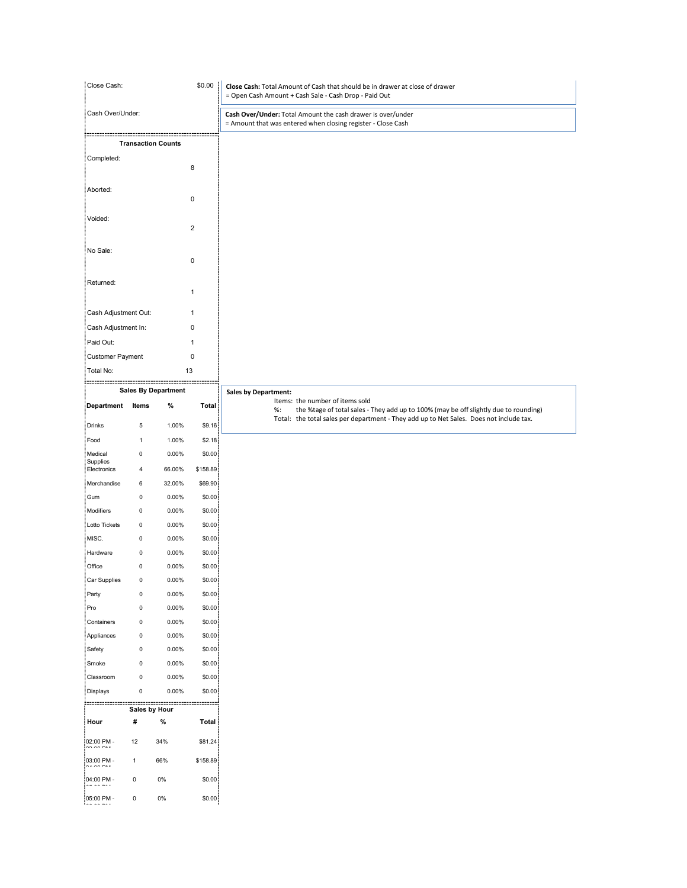| Close Cash: | $0.00 |
|---|---|
| Cash Over/Under: | |

**Close Cash:** Total Amount of Cash that should be in drawer at close of drawer
= Open Cash Amount + Cash Sale - Cash Drop - Paid Out

**Cash Over/Under:** Total Amount the cash drawer is over/under
= Amount that was entered when closing register - Close Cash

### Transaction Counts

| | |
|---|---|
| Completed: | 8 |
| Aborted: | 0 |
| Voided: | 2 |
| No Sale: | 0 |
| Returned: | 1 |
| Cash Adjustment Out: | 1 |
| Cash Adjustment In: | 0 |
| Paid Out: | 1 |
| Customer Payment | 0 |
| Total No: | 13 |

### Sales By Department

| Department | Items | % | Total |
|---|---|---|---|
| Drinks | 5 | 1.00% | $9.16 |
| Food | 1 | 1.00% | $2.18 |
| Medical Supplies | 0 | 0.00% | $0.00 |
| Electronics | 4 | 66.00% | $158.89 |
| Merchandise | 6 | 32.00% | $69.90 |
| Gum | 0 | 0.00% | $0.00 |
| Modifiers | 0 | 0.00% | $0.00 |
| Lotto Tickets | 0 | 0.00% | $0.00 |
| MISC. | 0 | 0.00% | $0.00 |
| Hardware | 0 | 0.00% | $0.00 |
| Office | 0 | 0.00% | $0.00 |
| Car Supplies | 0 | 0.00% | $0.00 |
| Party | 0 | 0.00% | $0.00 |
| Pro | 0 | 0.00% | $0.00 |
| Containers | 0 | 0.00% | $0.00 |
| Appliances | 0 | 0.00% | $0.00 |
| Safety | 0 | 0.00% | $0.00 |
| Smoke | 0 | 0.00% | $0.00 |
| Classroom | 0 | 0.00% | $0.00 |
| Displays | 0 | 0.00% | $0.00 |

**Sales by Department:**
Items: the number of items sold
%: the %tage of total sales - They add up to 100% (may be off slightly due to rounding)
Total: the total sales per department - They add up to Net Sales. Does not include tax.

### Sales by Hour

| Hour | # | % | Total |
|---|---|---|---|
| 02:00 PM - 03:00 PM | 12 | 34% | $81.24 |
| 03:00 PM - 04:00 PM | 1 | 66% | $158.89 |
| 04:00 PM - 05:00 PM | 0 | 0% | $0.00 |
| 05:00 PM - 06:00 PM | 0 | 0% | $0.00 |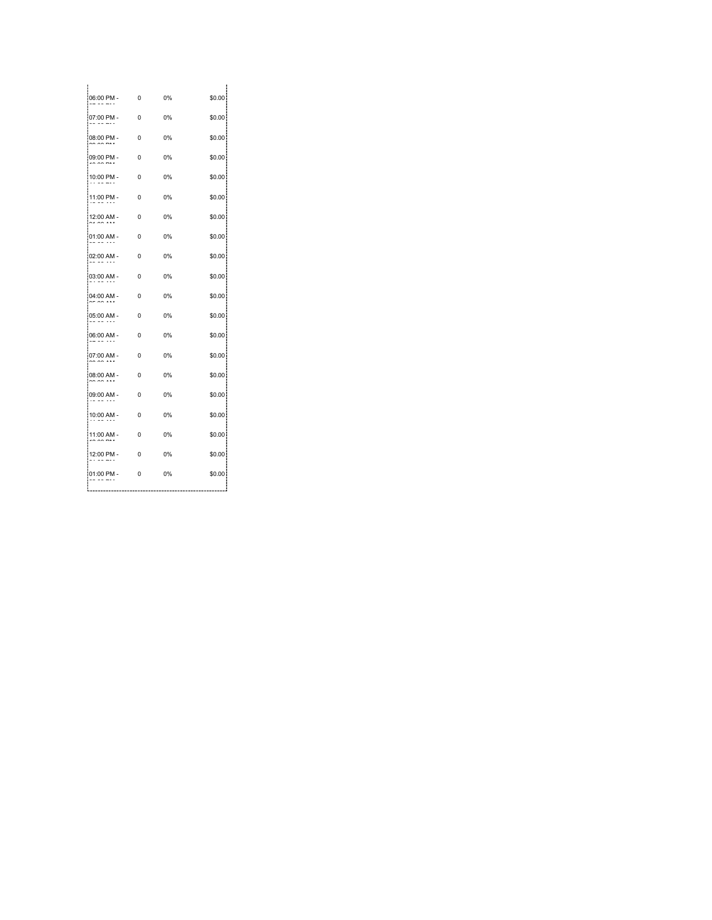| | | | |
|---|---|---|---|
| 06:00 PM - | 0 | 0% | $0.00 |
| 07:00 PM - | 0 | 0% | $0.00 |
| 08:00 PM - | 0 | 0% | $0.00 |
| 09:00 PM - | 0 | 0% | $0.00 |
| 10:00 PM - | 0 | 0% | $0.00 |
| 11:00 PM - | 0 | 0% | $0.00 |
| 12:00 AM - | 0 | 0% | $0.00 |
| 01:00 AM - | 0 | 0% | $0.00 |
| 02:00 AM - | 0 | 0% | $0.00 |
| 03:00 AM - | 0 | 0% | $0.00 |
| 04:00 AM - | 0 | 0% | $0.00 |
| 05:00 AM - | 0 | 0% | $0.00 |
| 06:00 AM - | 0 | 0% | $0.00 |
| 07:00 AM - | 0 | 0% | $0.00 |
| 08:00 AM - | 0 | 0% | $0.00 |
| 09:00 AM - | 0 | 0% | $0.00 |
| 10:00 AM - | 0 | 0% | $0.00 |
| 11:00 AM - | 0 | 0% | $0.00 |
| 12:00 PM - | 0 | 0% | $0.00 |
| 01:00 PM - | 0 | 0% | $0.00 |